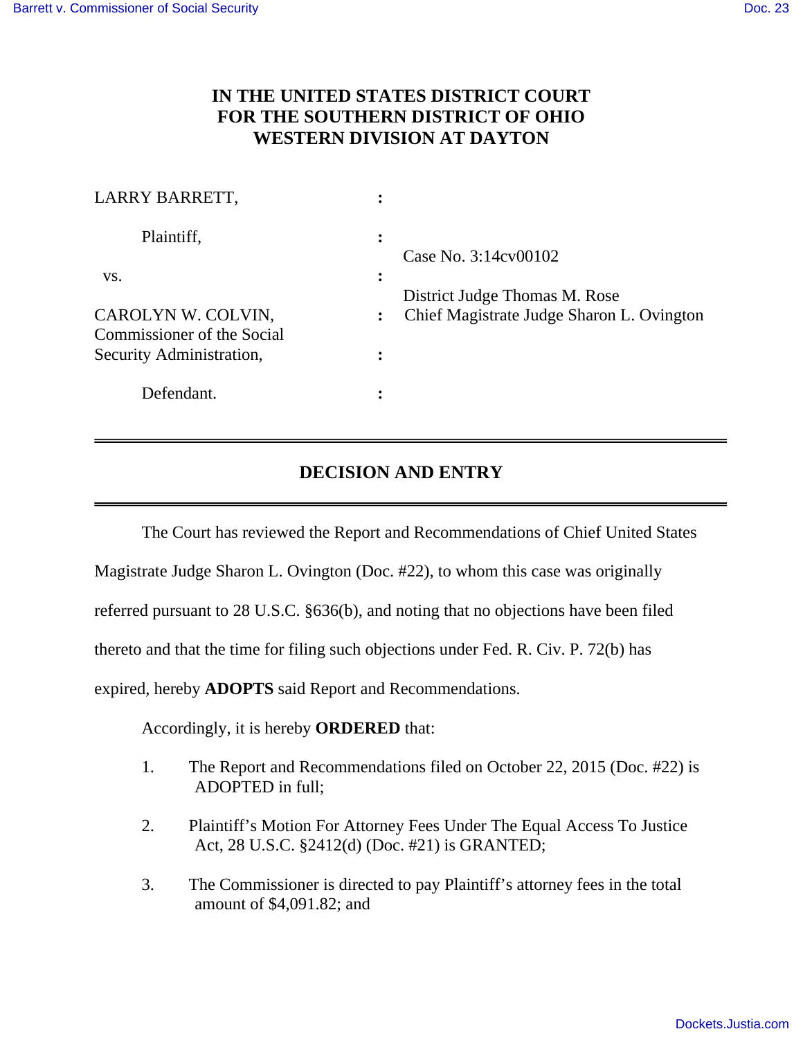**IN THE UNITED STATES DISTRICT COURT**
**FOR THE SOUTHERN DISTRICT OF OHIO**
**WESTERN DIVISION AT DAYTON**

| | | |
|---|---|---|
| LARRY BARRETT, | : | |
| Plaintiff, | : | Case No. 3:14cv00102 |
| vs. | : | District Judge Thomas M. Rose |
| CAROLYN W. COLVIN, Commissioner of the Social Security Administration, | : | Chief Magistrate Judge Sharon L. Ovington |
| | : | |
| Defendant. | : | |

## DECISION AND ENTRY

The Court has reviewed the Report and Recommendations of Chief United States Magistrate Judge Sharon L. Ovington (Doc. #22), to whom this case was originally referred pursuant to 28 U.S.C. §636(b), and noting that no objections have been filed thereto and that the time for filing such objections under Fed. R. Civ. P. 72(b) has expired, hereby **ADOPTS** said Report and Recommendations.

Accordingly, it is hereby **ORDERED** that:

1. The Report and Recommendations filed on October 22, 2015 (Doc. #22) is ADOPTED in full;

2. Plaintiff's Motion For Attorney Fees Under The Equal Access To Justice Act, 28 U.S.C. §2412(d) (Doc. #21) is GRANTED;

3. The Commissioner is directed to pay Plaintiff's attorney fees in the total amount of $4,091.82; and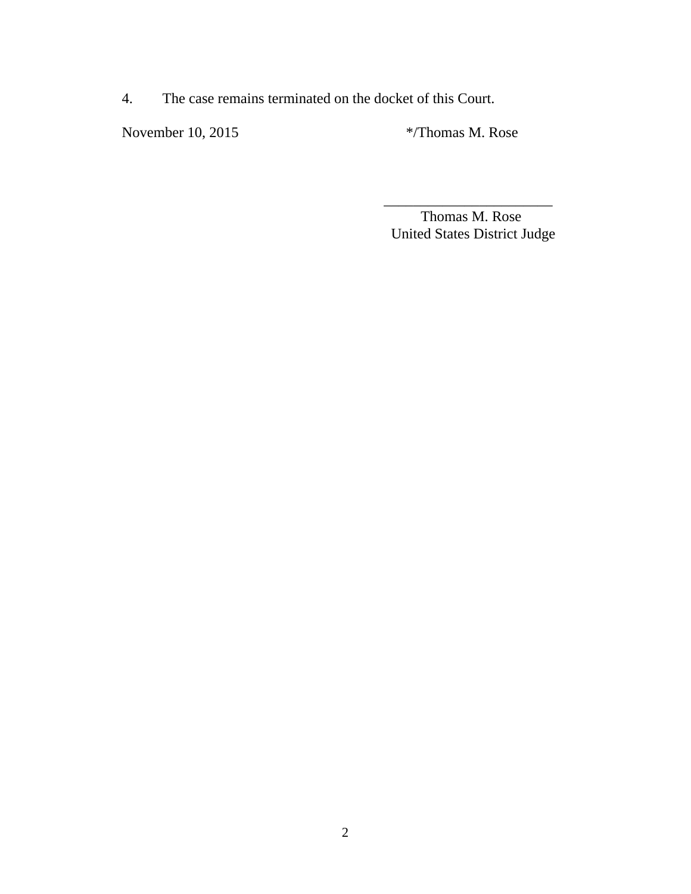4. The case remains terminated on the docket of this Court.

November 10, 2015 */Thomas M. Rose

\_\_\_\_\_\_\_\_\_\_\_\_\_\_\_\_\_\_\_\_\_\_\_\_

Thomas M. Rose
United States District Judge